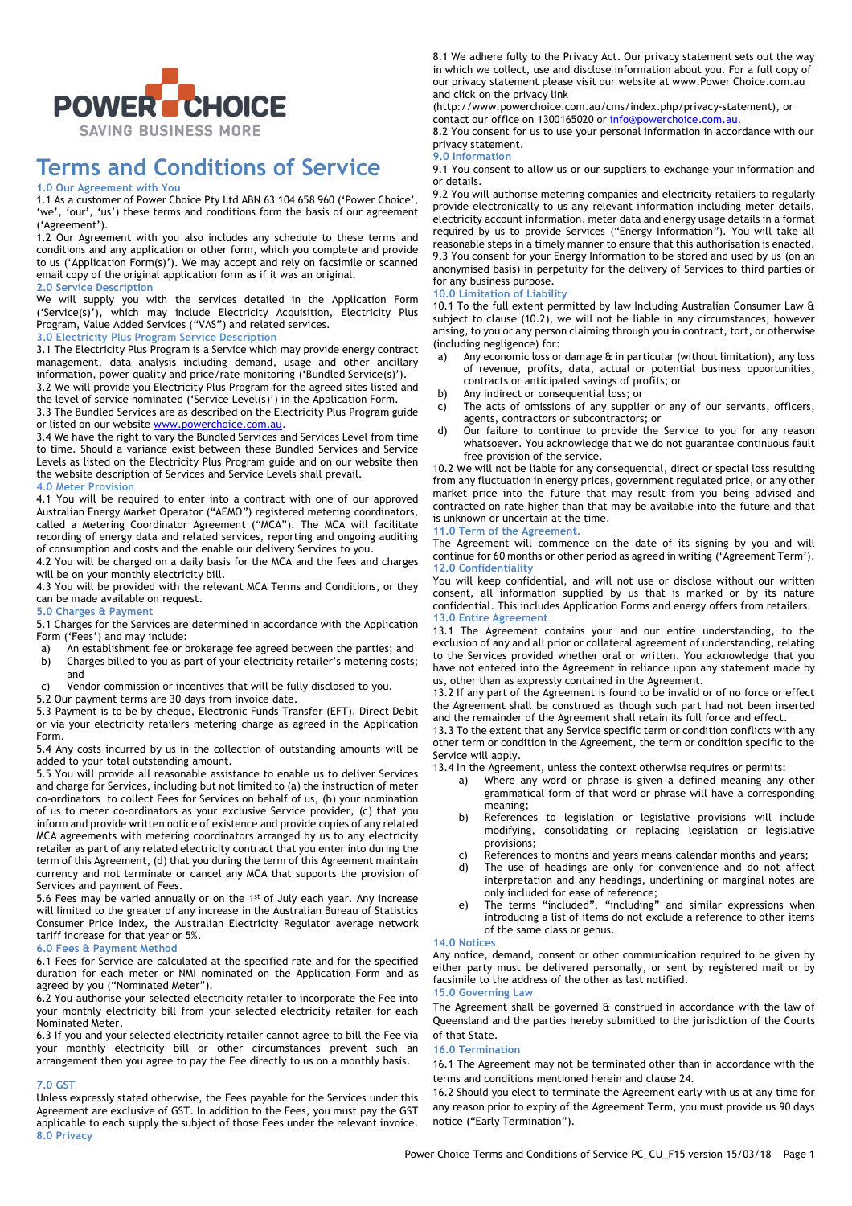POWER CHOICE
SAVING BUSINESS MORE

# Terms and Conditions of Service

## 1.0 Our Agreement with You

1.1 As a customer of Power Choice Pty Ltd ABN 63 104 658 960 ('Power Choice', 'we', 'our', 'us') these terms and conditions form the basis of our agreement ('Agreement').

1.2 Our Agreement with you also includes any schedule to these terms and conditions and any application or other form, which you complete and provide to us ('Application Form(s)'). We may accept and rely on facsimile or scanned email copy of the original application form as if it was an original.

## 2.0 Service Description

We will supply you with the services detailed in the Application Form ('Service(s)'), which may include Electricity Acquisition, Electricity Plus Program, Value Added Services ("VAS") and related services.

## 3.0 Electricity Plus Program Service Description

3.1 The Electricity Plus Program is a Service which may provide energy contract management, data analysis including demand, usage and other ancillary information, power quality and price/rate monitoring ('Bundled Service(s)').

3.2 We will provide you Electricity Plus Program for the agreed sites listed and the level of service nominated ('Service Level(s)') in the Application Form.

3.3 The Bundled Services are as described on the Electricity Plus Program guide or listed on our website www.powerchoice.com.au.

3.4 We have the right to vary the Bundled Services and Services Level from time to time. Should a variance exist between these Bundled Services and Service Levels as listed on the Electricity Plus Program guide and on our website then the website description of Services and Service Levels shall prevail.

## 4.0 Meter Provision

4.1 You will be required to enter into a contract with one of our approved Australian Energy Market Operator ("AEMO") registered metering coordinators, called a Metering Coordinator Agreement ("MCA"). The MCA will facilitate recording of energy data and related services, reporting and ongoing auditing of consumption and costs and the enable our delivery Services to you.

4.2 You will be charged on a daily basis for the MCA and the fees and charges will be on your monthly electricity bill.

4.3 You will be provided with the relevant MCA Terms and Conditions, or they can be made available on request.

## 5.0 Charges & Payment

5.1 Charges for the Services are determined in accordance with the Application Form ('Fees') and may include:

a) An establishment fee or brokerage fee agreed between the parties; and
b) Charges billed to you as part of your electricity retailer's metering costs; and
c) Vendor commission or incentives that will be fully disclosed to you.

5.2 Our payment terms are 30 days from invoice date.

5.3 Payment is to be by cheque, Electronic Funds Transfer (EFT), Direct Debit or via your electricity retailers metering charge as agreed in the Application Form.

5.4 Any costs incurred by us in the collection of outstanding amounts will be added to your total outstanding amount.

5.5 You will provide all reasonable assistance to enable us to deliver Services and charge for Services, including but not limited to (a) the instruction of meter co-ordinators to collect Fees for Services on behalf of us, (b) your nomination of us to meter co-ordinators as your exclusive Service provider, (c) that you inform and provide written notice of existence and provide copies of any related MCA agreements with metering coordinators arranged by us to any electricity retailer as part of any related electricity contract that you enter into during the term of this Agreement, (d) that you during the term of this Agreement maintain currency and not terminate or cancel any MCA that supports the provision of Services and payment of Fees.

5.6 Fees may be varied annually or on the 1st of July each year. Any increase will limited to the greater of any increase in the Australian Bureau of Statistics Consumer Price Index, the Australian Electricity Regulator average network tariff increase for that year or 5%.

## 6.0 Fees & Payment Method

6.1 Fees for Service are calculated at the specified rate and for the specified duration for each meter or NMI nominated on the Application Form and as agreed by you ("Nominated Meter").

6.2 You authorise your selected electricity retailer to incorporate the Fee into your monthly electricity bill from your selected electricity retailer for each Nominated Meter.

6.3 If you and your selected electricity retailer cannot agree to bill the Fee via your monthly electricity bill or other circumstances prevent such an arrangement then you agree to pay the Fee directly to us on a monthly basis.

## 7.0 GST

Unless expressly stated otherwise, the Fees payable for the Services under this Agreement are exclusive of GST. In addition to the Fees, you must pay the GST applicable to each supply the subject of those Fees under the relevant invoice.

## 8.0 Privacy

8.1 We adhere fully to the Privacy Act. Our privacy statement sets out the way in which we collect, use and disclose information about you. For a full copy of our privacy statement please visit our website at www.Power Choice.com.au and click on the privacy link (http://www.powerchoice.com.au/cms/index.php/privacy-statement), or contact our office on 1300165020 or info@powerchoice.com.au.

8.2 You consent for us to use your personal information in accordance with our privacy statement.

## 9.0 Information

9.1 You consent to allow us or our suppliers to exchange your information and or details.

9.2 You will authorise metering companies and electricity retailers to regularly provide electronically to us any relevant information including meter details, electricity account information, meter data and energy usage details in a format required by us to provide Services ("Energy Information"). You will take all reasonable steps in a timely manner to ensure that this authorisation is enacted.

9.3 You consent for your Energy Information to be stored and used by us (on an anonymised basis) in perpetuity for the delivery of Services to third parties or for any business purpose.

## 10.0 Limitation of Liability

10.1 To the full extent permitted by law Including Australian Consumer Law & subject to clause (10.2), we will not be liable in any circumstances, however arising, to you or any person claiming through you in contract, tort, or otherwise (including negligence) for:

a) Any economic loss or damage & in particular (without limitation), any loss of revenue, profits, data, actual or potential business opportunities, contracts or anticipated savings of profits; or
b) Any indirect or consequential loss; or
c) The acts of omissions of any supplier or any of our servants, officers, agents, contractors or subcontractors; or
d) Our failure to continue to provide the Service to you for any reason whatsoever. You acknowledge that we do not guarantee continuous fault free provision of the service.

10.2 We will not be liable for any consequential, direct or special loss resulting from any fluctuation in energy prices, government regulated price, or any other market price into the future that may result from you being advised and contracted on rate higher than that may be available into the future and that is unknown or uncertain at the time.

## 11.0 Term of the Agreement.

The Agreement will commence on the date of its signing by you and will continue for 60 months or other period as agreed in writing ('Agreement Term').

## 12.0 Confidentiality

You will keep confidential, and will not use or disclose without our written consent, all information supplied by us that is marked or by its nature confidential. This includes Application Forms and energy offers from retailers.

## 13.0 Entire Agreement

13.1 The Agreement contains your and our entire understanding, to the exclusion of any and all prior or collateral agreement of understanding, relating to the Services provided whether oral or written. You acknowledge that you have not entered into the Agreement in reliance upon any statement made by us, other than as expressly contained in the Agreement.

13.2 If any part of the Agreement is found to be invalid or of no force or effect the Agreement shall be construed as though such part had not been inserted and the remainder of the Agreement shall retain its full force and effect.

13.3 To the extent that any Service specific term or condition conflicts with any other term or condition in the Agreement, the term or condition specific to the Service will apply.

13.4 In the Agreement, unless the context otherwise requires or permits:

a) Where any word or phrase is given a defined meaning any other grammatical form of that word or phrase will have a corresponding meaning;
b) References to legislation or legislative provisions will include modifying, consolidating or replacing legislation or legislative provisions;
c) References to months and years means calendar months and years;
d) The use of headings are only for convenience and do not affect interpretation and any headings, underlining or marginal notes are only included for ease of reference;
e) The terms "included", "including" and similar expressions when introducing a list of items do not exclude a reference to other items of the same class or genus.

## 14.0 Notices

Any notice, demand, consent or other communication required to be given by either party must be delivered personally, or sent by registered mail or by facsimile to the address of the other as last notified.

## 15.0 Governing Law

The Agreement shall be governed & construed in accordance with the law of Queensland and the parties hereby submitted to the jurisdiction of the Courts of that State.

## 16.0 Termination

16.1 The Agreement may not be terminated other than in accordance with the terms and conditions mentioned herein and clause 24.

16.2 Should you elect to terminate the Agreement early with us at any time for any reason prior to expiry of the Agreement Term, you must provide us 90 days notice ("Early Termination").

Power Choice Terms and Conditions of Service PC_CU_F15 version 15/03/18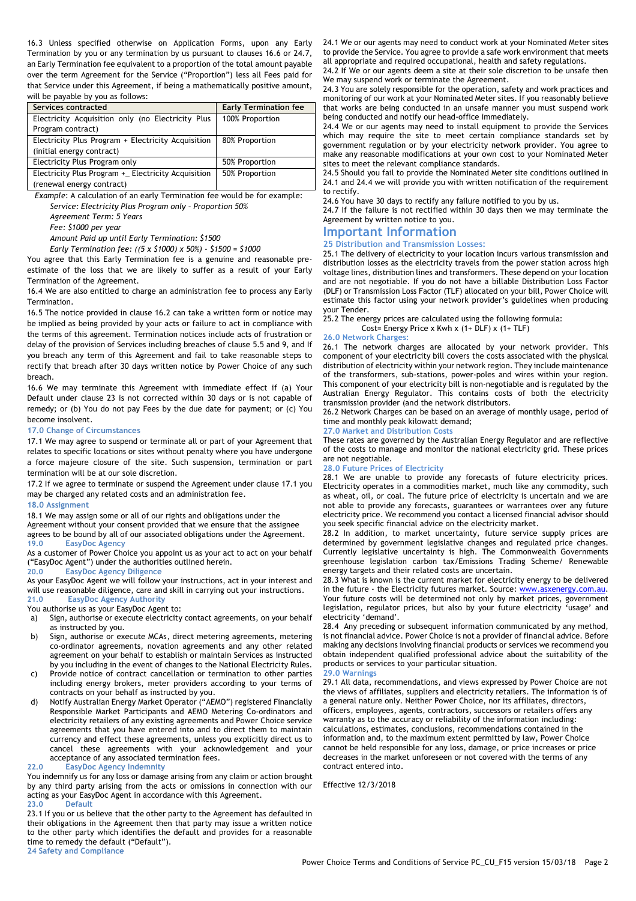16.3 Unless specified otherwise on Application Forms, upon any Early Termination by you or any termination by us pursuant to clauses 16.6 or 24.7, an Early Termination fee equivalent to a proportion of the total amount payable over the term Agreement for the Service ("Proportion") less all Fees paid for that Service under this Agreement, if being a mathematically positive amount, will be payable by you as follows:

| Services contracted | Early Termination fee |
|---|---|
| Electricity Acquisition only (no Electricity Plus Program contract) | 100% Proportion |
| Electricity Plus Program + Electricity Acquisition (initial energy contract) | 80% Proportion |
| Electricity Plus Program only | 50% Proportion |
| Electricity Plus Program +_ Electricity Acquisition (renewal energy contract) | 50% Proportion |

*Example*: A calculation of an early Termination fee would be for example:

*Service: Electricity Plus Program only – Proportion 50%*

*Agreement Term: 5 Years*

*Fee: $1000 per year*

*Amount Paid up until Early Termination: $1500*

*Early Termination fee: ((5 x $1000) x 50%) - $1500 = $1000*

You agree that this Early Termination fee is a genuine and reasonable pre-estimate of the loss that we are likely to suffer as a result of your Early Termination of the Agreement.

16.4 We are also entitled to charge an administration fee to process any Early Termination.

16.5 The notice provided in clause 16.2 can take a written form or notice may be implied as being provided by your acts or failure to act in compliance with the terms of this agreement. Termination notices include acts of frustration or delay of the provision of Services including breaches of clause 5.5 and 9, and If you breach any term of this Agreement and fail to take reasonable steps to rectify that breach after 30 days written notice by Power Choice of any such breach.

16.6 We may terminate this Agreement with immediate effect if (a) Your Default under clause 23 is not corrected within 30 days or is not capable of remedy; or (b) You do not pay Fees by the due date for payment; or (c) You become insolvent.

### 17.0 Change of Circumstances

17.1 We may agree to suspend or terminate all or part of your Agreement that relates to specific locations or sites without penalty where you have undergone a force majeure closure of the site. Such suspension, termination or part termination will be at our sole discretion.

17.2 If we agree to terminate or suspend the Agreement under clause 17.1 you may be charged any related costs and an administration fee.

### 18.0 Assignment

18.1 We may assign some or all of our rights and obligations under the Agreement without your consent provided that we ensure that the assignee agrees to be bound by all of our associated obligations under the Agreement.

### 19.0 EasyDoc Agency

As a customer of Power Choice you appoint us as your agent to act on your behalf ("EasyDoc Agent") under the authorities outlined herein.

### 20.0 EasyDoc Agency Diligence

As your EasyDoc Agent we will follow your instructions, act in your interest and will use reasonable diligence, care and skill in carrying out your instructions.

### 21.0 EasyDoc Agency Authority

You authorise us as your EasyDoc Agent to:

a) Sign, authorise or execute electricity contact agreements, on your behalf as instructed by you.
b) Sign, authorise or execute MCAs, direct metering agreements, metering co-ordinator agreements, novation agreements and any other related agreement on your behalf to establish or maintain Services as instructed by you including in the event of changes to the National Electricity Rules.
c) Provide notice of contract cancellation or termination to other parties including energy brokers, meter providers according to your terms of contracts on your behalf as instructed by you.
d) Notify Australian Energy Market Operator ("AEMO") registered Financially Responsible Market Participants and AEMO Metering Co-ordinators and electricity retailers of any existing agreements and Power Choice service agreements that you have entered into and to direct them to maintain currency and effect these agreements, unless you explicitly direct us to cancel these agreements with your acknowledgement and your acceptance of any associated termination fees.

### 22.0 EasyDoc Agency Indemnity

You indemnify us for any loss or damage arising from any claim or action brought by any third party arising from the acts or omissions in connection with our acting as your EasyDoc Agent in accordance with this Agreement.

### 23.0 Default

23.1 If you or us believe that the other party to the Agreement has defaulted in their obligations in the Agreement then that party may issue a written notice to the other party which identifies the default and provides for a reasonable time to remedy the default ("Default").

### 24 Safety and Compliance

24.1 We or our agents may need to conduct work at your Nominated Meter sites to provide the Service. You agree to provide a safe work environment that meets all appropriate and required occupational, health and safety regulations.

24.2 If We or our agents deem a site at their sole discretion to be unsafe then We may suspend work or terminate the Agreement.

24.3 You are solely responsible for the operation, safety and work practices and monitoring of our work at your Nominated Meter sites. If you reasonably believe that works are being conducted in an unsafe manner you must suspend work being conducted and notify our head-office immediately.

24.4 We or our agents may need to install equipment to provide the Services which may require the site to meet certain compliance standards set by government regulation or by your electricity network provider. You agree to make any reasonable modifications at your own cost to your Nominated Meter sites to meet the relevant compliance standards.

24.5 Should you fail to provide the Nominated Meter site conditions outlined in 24.1 and 24.4 we will provide you with written notification of the requirement to rectify.

24.6 You have 30 days to rectify any failure notified to you by us.

24.7 If the failure is not rectified within 30 days then we may terminate the Agreement by written notice to you.

## Important Information

### 25 Distribution and Transmission Losses:

25.1 The delivery of electricity to your location incurs various transmission and distribution losses as the electricity travels from the power station across high voltage lines, distribution lines and transformers. These depend on your location and are not negotiable. If you do not have a billable Distribution Loss Factor (DLF) or Transmission Loss Factor (TLF) allocated on your bill, Power Choice will estimate this factor using your network provider's guidelines when producing your Tender.

25.2 The energy prices are calculated using the following formula:

Cost= Energy Price x Kwh x (1+ DLF) x (1+ TLF)

### 26.0 Network Charges:

26.1 The network charges are allocated by your network provider. This component of your electricity bill covers the costs associated with the physical distribution of electricity within your network region. They include maintenance of the transformers, sub-stations, power-poles and wires within your region. This component of your electricity bill is non-negotiable and is regulated by the Australian Energy Regulator. This contains costs of both the electricity transmission provider (and the network distributors.

26.2 Network Charges can be based on an average of monthly usage, period of time and monthly peak kilowatt demand;

### 27.0 Market and Distribution Costs

These rates are governed by the Australian Energy Regulator and are reflective of the costs to manage and monitor the national electricity grid. These prices are not negotiable.

### 28.0 Future Prices of Electricity

28.1 We are unable to provide any forecasts of future electricity prices. Electricity operates in a commodities market, much like any commodity, such as wheat, oil, or coal. The future price of electricity is uncertain and we are not able to provide any forecasts, guarantees or warrantees over any future electricity price. We recommend you contact a licensed financial advisor should you seek specific financial advice on the electricity market.

28.2 In addition, to market uncertainty, future service supply prices are determined by government legislative changes and regulated price changes. Currently legislative uncertainty is high. The Commonwealth Governments greenhouse legislation carbon tax/Emissions Trading Scheme/ Renewable energy targets and their related costs are uncertain.

28.3 What is known is the current market for electricity energy to be delivered in the future - the Electricity futures market. Source: www.asxenergy.com.au. Your future costs will be determined not only by market prices, government legislation, regulator prices, but also by your future electricity 'usage' and electricity 'demand'.

28.4 Any preceding or subsequent information communicated by any method, is not financial advice. Power Choice is not a provider of financial advice. Before making any decisions involving financial products or services we recommend you obtain independent qualified professional advice about the suitability of the products or services to your particular situation.

### 29.0 Warnings

29.1 All data, recommendations, and views expressed by Power Choice are not the views of affiliates, suppliers and electricity retailers. The information is of a general nature only. Neither Power Choice, nor its affiliates, directors, officers, employees, agents, contractors, successors or retailers offers any warranty as to the accuracy or reliability of the information including: calculations, estimates, conclusions, recommendations contained in the information and, to the maximum extent permitted by law, Power Choice cannot be held responsible for any loss, damage, or price increases or price decreases in the market unforeseen or not covered with the terms of any contract entered into.

Effective 12/3/2018